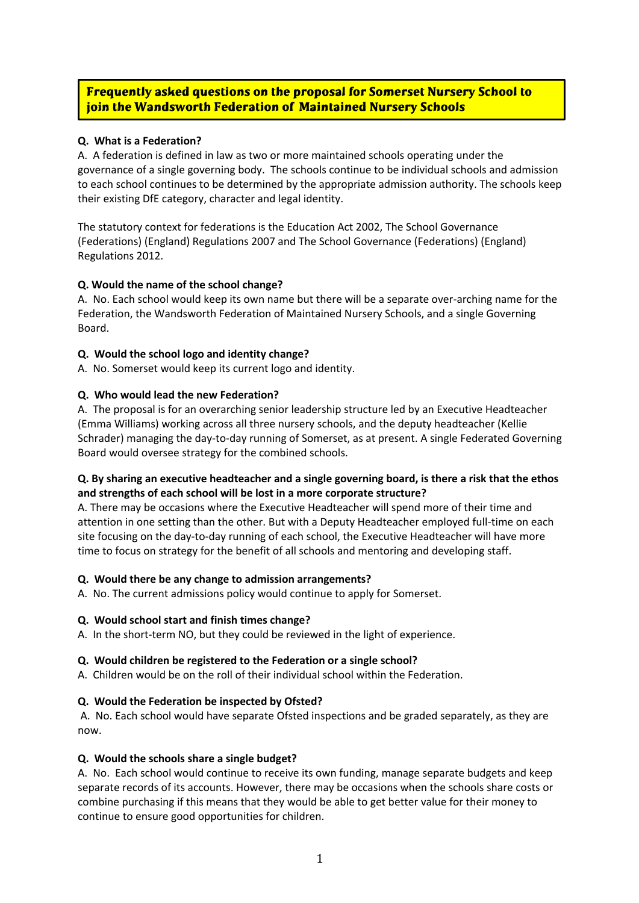# Frequently asked questions on the proposal for Somerset Nursery School to join the Wandsworth Federation of Maintained Nursery Schools

**Q. What is a Federation?**

A. A federation is defined in law as two or more maintained schools operating under the governance of a single governing body. The schools continue to be individual schools and admission to each school continues to be determined by the appropriate admission authority. The schools keep their existing DfE category, character and legal identity.

The statutory context for federations is the Education Act 2002, The School Governance (Federations) (England) Regulations 2007 and The School Governance (Federations) (England) Regulations 2012.

**Q. Would the name of the school change?**

A. No. Each school would keep its own name but there will be a separate over-arching name for the Federation, the Wandsworth Federation of Maintained Nursery Schools, and a single Governing Board.

**Q. Would the school logo and identity change?**

A. No. Somerset would keep its current logo and identity.

**Q. Who would lead the new Federation?**

A. The proposal is for an overarching senior leadership structure led by an Executive Headteacher (Emma Williams) working across all three nursery schools, and the deputy headteacher (Kellie Schrader) managing the day-to-day running of Somerset, as at present. A single Federated Governing Board would oversee strategy for the combined schools.

**Q. By sharing an executive headteacher and a single governing board, is there a risk that the ethos and strengths of each school will be lost in a more corporate structure?**

A. There may be occasions where the Executive Headteacher will spend more of their time and attention in one setting than the other. But with a Deputy Headteacher employed full-time on each site focusing on the day-to-day running of each school, the Executive Headteacher will have more time to focus on strategy for the benefit of all schools and mentoring and developing staff.

**Q. Would there be any change to admission arrangements?**

A. No. The current admissions policy would continue to apply for Somerset.

**Q. Would school start and finish times change?**

A. In the short-term NO, but they could be reviewed in the light of experience.

**Q. Would children be registered to the Federation or a single school?**

A. Children would be on the roll of their individual school within the Federation.

**Q. Would the Federation be inspected by Ofsted?**

A. No. Each school would have separate Ofsted inspections and be graded separately, as they are now.

**Q. Would the schools share a single budget?**

A. No. Each school would continue to receive its own funding, manage separate budgets and keep separate records of its accounts. However, there may be occasions when the schools share costs or combine purchasing if this means that they would be able to get better value for their money to continue to ensure good opportunities for children.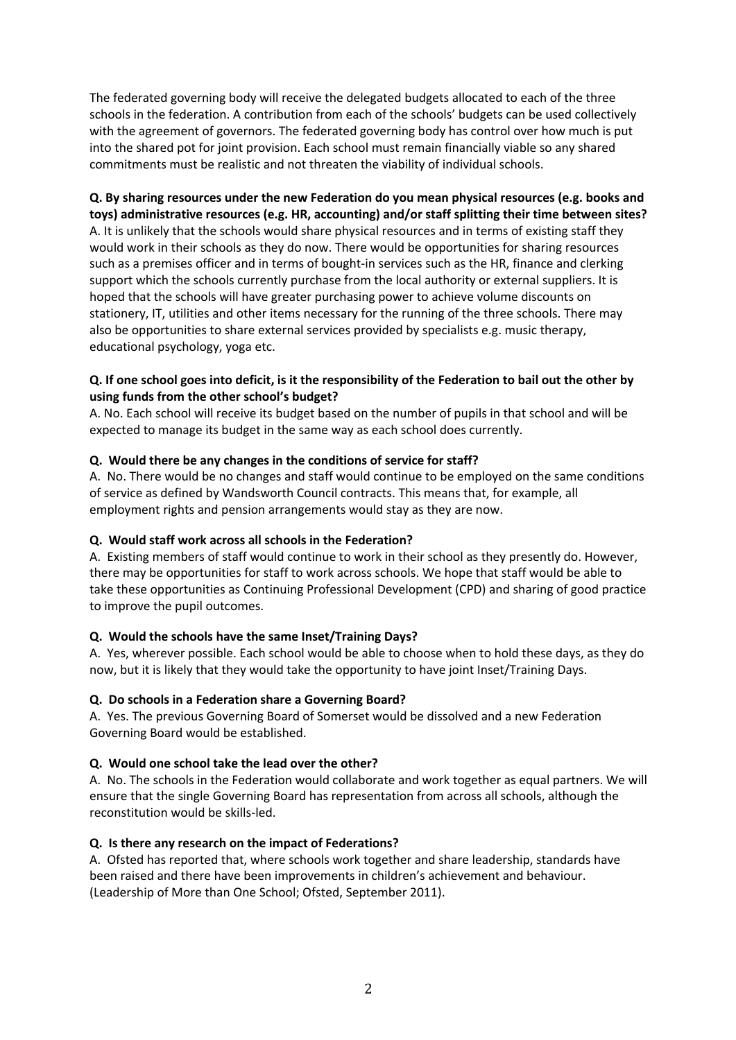The federated governing body will receive the delegated budgets allocated to each of the three schools in the federation. A contribution from each of the schools' budgets can be used collectively with the agreement of governors. The federated governing body has control over how much is put into the shared pot for joint provision. Each school must remain financially viable so any shared commitments must be realistic and not threaten the viability of individual schools.

**Q. By sharing resources under the new Federation do you mean physical resources (e.g. books and toys) administrative resources (e.g. HR, accounting) and/or staff splitting their time between sites?**
A. It is unlikely that the schools would share physical resources and in terms of existing staff they would work in their schools as they do now. There would be opportunities for sharing resources such as a premises officer and in terms of bought-in services such as the HR, finance and clerking support which the schools currently purchase from the local authority or external suppliers. It is hoped that the schools will have greater purchasing power to achieve volume discounts on stationery, IT, utilities and other items necessary for the running of the three schools. There may also be opportunities to share external services provided by specialists e.g. music therapy, educational psychology, yoga etc.

**Q. If one school goes into deficit, is it the responsibility of the Federation to bail out the other by using funds from the other school's budget?**
A. No. Each school will receive its budget based on the number of pupils in that school and will be expected to manage its budget in the same way as each school does currently.

**Q. Would there be any changes in the conditions of service for staff?**
A. No. There would be no changes and staff would continue to be employed on the same conditions of service as defined by Wandsworth Council contracts. This means that, for example, all employment rights and pension arrangements would stay as they are now.

**Q. Would staff work across all schools in the Federation?**
A. Existing members of staff would continue to work in their school as they presently do. However, there may be opportunities for staff to work across schools. We hope that staff would be able to take these opportunities as Continuing Professional Development (CPD) and sharing of good practice to improve the pupil outcomes.

**Q. Would the schools have the same Inset/Training Days?**
A. Yes, wherever possible. Each school would be able to choose when to hold these days, as they do now, but it is likely that they would take the opportunity to have joint Inset/Training Days.

**Q. Do schools in a Federation share a Governing Board?**
A. Yes. The previous Governing Board of Somerset would be dissolved and a new Federation Governing Board would be established.

**Q. Would one school take the lead over the other?**
A. No. The schools in the Federation would collaborate and work together as equal partners. We will ensure that the single Governing Board has representation from across all schools, although the reconstitution would be skills-led.

**Q. Is there any research on the impact of Federations?**
A. Ofsted has reported that, where schools work together and share leadership, standards have been raised and there have been improvements in children's achievement and behaviour. (Leadership of More than One School; Ofsted, September 2011).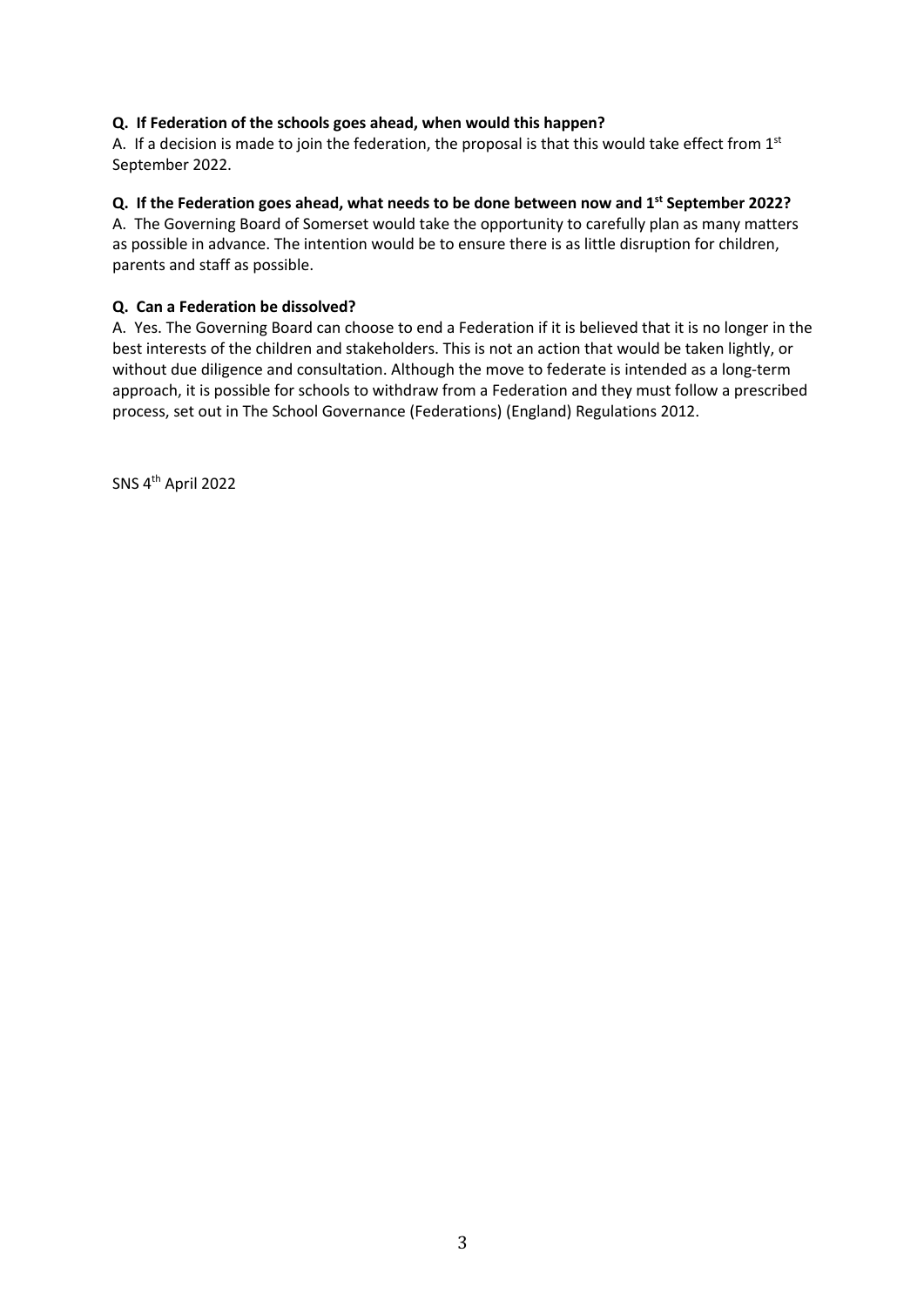**Q. If Federation of the schools goes ahead, when would this happen?**

A. If a decision is made to join the federation, the proposal is that this would take effect from 1st September 2022.

**Q. If the Federation goes ahead, what needs to be done between now and 1st September 2022?**

A. The Governing Board of Somerset would take the opportunity to carefully plan as many matters as possible in advance. The intention would be to ensure there is as little disruption for children, parents and staff as possible.

**Q. Can a Federation be dissolved?**

A. Yes. The Governing Board can choose to end a Federation if it is believed that it is no longer in the best interests of the children and stakeholders. This is not an action that would be taken lightly, or without due diligence and consultation. Although the move to federate is intended as a long-term approach, it is possible for schools to withdraw from a Federation and they must follow a prescribed process, set out in The School Governance (Federations) (England) Regulations 2012.

SNS 4th April 2022